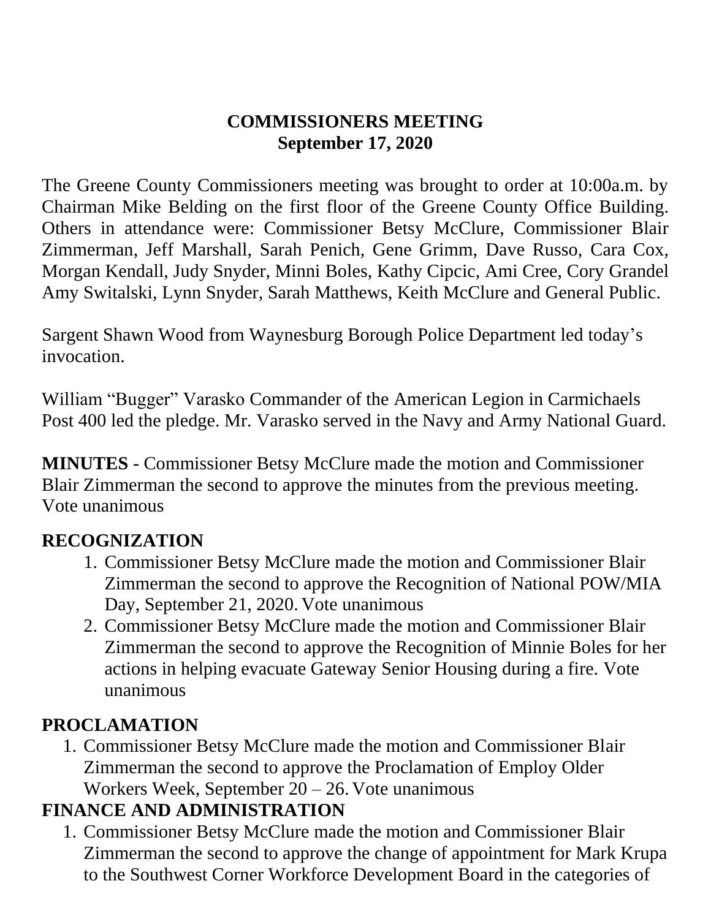# COMMISSIONERS MEETING
## September 17, 2020

The Greene County Commissioners meeting was brought to order at 10:00a.m. by Chairman Mike Belding on the first floor of the Greene County Office Building. Others in attendance were: Commissioner Betsy McClure, Commissioner Blair Zimmerman, Jeff Marshall, Sarah Penich, Gene Grimm, Dave Russo, Cara Cox, Morgan Kendall, Judy Snyder, Minni Boles, Kathy Cipcic, Ami Cree, Cory Grandel Amy Switalski, Lynn Snyder, Sarah Matthews, Keith McClure and General Public.

Sargent Shawn Wood from Waynesburg Borough Police Department led today's invocation.

William "Bugger" Varasko Commander of the American Legion in Carmichaels Post 400 led the pledge. Mr. Varasko served in the Navy and Army National Guard.

**MINUTES** - Commissioner Betsy McClure made the motion and Commissioner Blair Zimmerman the second to approve the minutes from the previous meeting. Vote unanimous

### RECOGNIZATION

1. Commissioner Betsy McClure made the motion and Commissioner Blair Zimmerman the second to approve the Recognition of National POW/MIA Day, September 21, 2020. Vote unanimous
2. Commissioner Betsy McClure made the motion and Commissioner Blair Zimmerman the second to approve the Recognition of Minnie Boles for her actions in helping evacuate Gateway Senior Housing during a fire. Vote unanimous

### PROCLAMATION

1. Commissioner Betsy McClure made the motion and Commissioner Blair Zimmerman the second to approve the Proclamation of Employ Older Workers Week, September 20 – 26. Vote unanimous

### FINANCE AND ADMINISTRATION

1. Commissioner Betsy McClure made the motion and Commissioner Blair Zimmerman the second to approve the change of appointment for Mark Krupa to the Southwest Corner Workforce Development Board in the categories of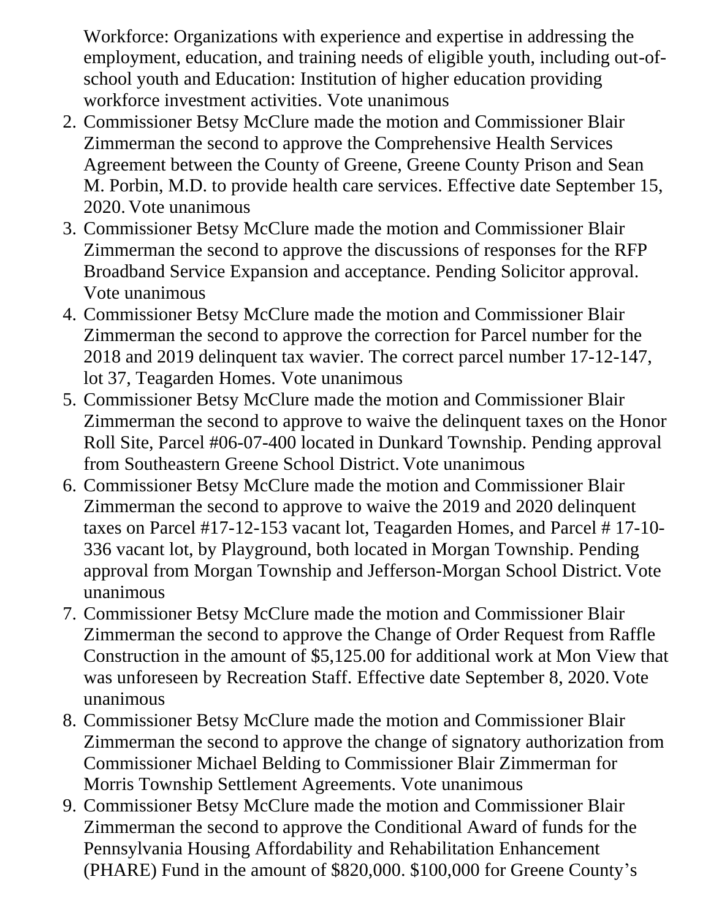Workforce: Organizations with experience and expertise in addressing the employment, education, and training needs of eligible youth, including out-of-school youth and Education: Institution of higher education providing workforce investment activities. Vote unanimous

2. Commissioner Betsy McClure made the motion and Commissioner Blair Zimmerman the second to approve the Comprehensive Health Services Agreement between the County of Greene, Greene County Prison and Sean M. Porbin, M.D. to provide health care services. Effective date September 15, 2020. Vote unanimous
3. Commissioner Betsy McClure made the motion and Commissioner Blair Zimmerman the second to approve the discussions of responses for the RFP Broadband Service Expansion and acceptance. Pending Solicitor approval. Vote unanimous
4. Commissioner Betsy McClure made the motion and Commissioner Blair Zimmerman the second to approve the correction for Parcel number for the 2018 and 2019 delinquent tax wavier. The correct parcel number 17-12-147, lot 37, Teagarden Homes. Vote unanimous
5. Commissioner Betsy McClure made the motion and Commissioner Blair Zimmerman the second to approve to waive the delinquent taxes on the Honor Roll Site, Parcel #06-07-400 located in Dunkard Township. Pending approval from Southeastern Greene School District. Vote unanimous
6. Commissioner Betsy McClure made the motion and Commissioner Blair Zimmerman the second to approve to waive the 2019 and 2020 delinquent taxes on Parcel #17-12-153 vacant lot, Teagarden Homes, and Parcel # 17-10-336 vacant lot, by Playground, both located in Morgan Township. Pending approval from Morgan Township and Jefferson-Morgan School District. Vote unanimous
7. Commissioner Betsy McClure made the motion and Commissioner Blair Zimmerman the second to approve the Change of Order Request from Raffle Construction in the amount of $5,125.00 for additional work at Mon View that was unforeseen by Recreation Staff. Effective date September 8, 2020. Vote unanimous
8. Commissioner Betsy McClure made the motion and Commissioner Blair Zimmerman the second to approve the change of signatory authorization from Commissioner Michael Belding to Commissioner Blair Zimmerman for Morris Township Settlement Agreements. Vote unanimous
9. Commissioner Betsy McClure made the motion and Commissioner Blair Zimmerman the second to approve the Conditional Award of funds for the Pennsylvania Housing Affordability and Rehabilitation Enhancement (PHARE) Fund in the amount of $820,000. $100,000 for Greene County's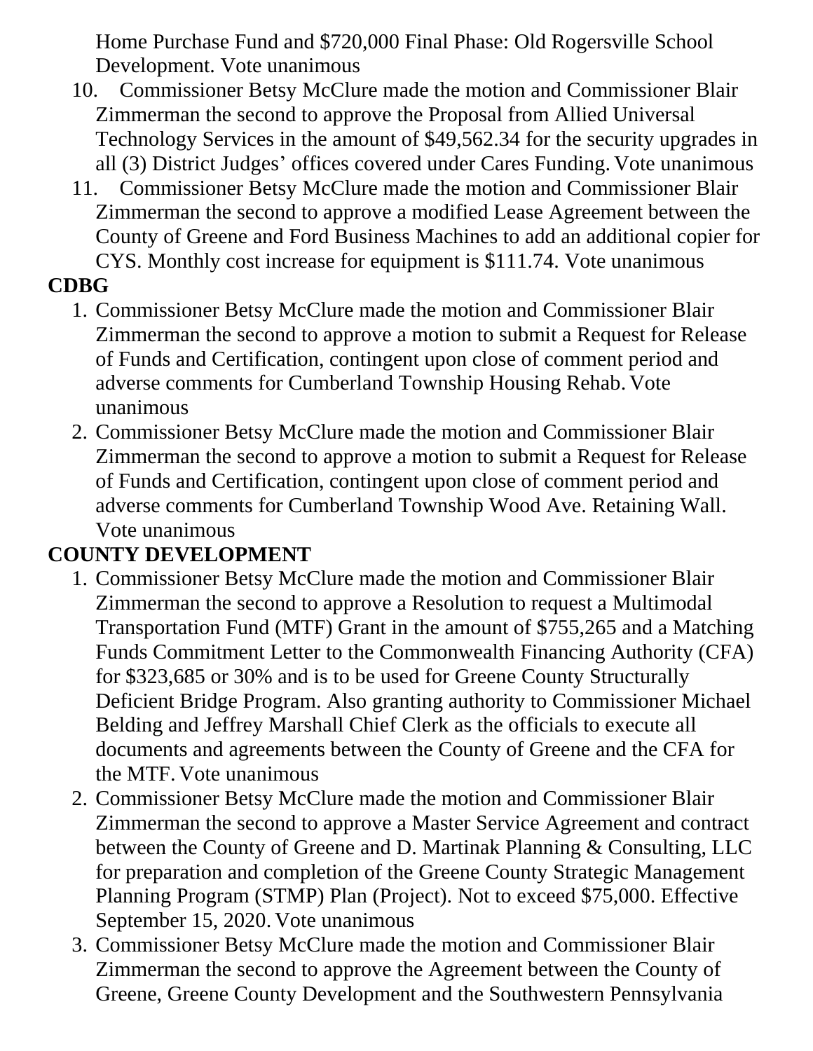Home Purchase Fund and $720,000 Final Phase: Old Rogersville School Development. Vote unanimous

10. Commissioner Betsy McClure made the motion and Commissioner Blair Zimmerman the second to approve the Proposal from Allied Universal Technology Services in the amount of $49,562.34 for the security upgrades in all (3) District Judges' offices covered under Cares Funding. Vote unanimous
11. Commissioner Betsy McClure made the motion and Commissioner Blair Zimmerman the second to approve a modified Lease Agreement between the County of Greene and Ford Business Machines to add an additional copier for CYS. Monthly cost increase for equipment is $111.74. Vote unanimous

**CDBG**

1. Commissioner Betsy McClure made the motion and Commissioner Blair Zimmerman the second to approve a motion to submit a Request for Release of Funds and Certification, contingent upon close of comment period and adverse comments for Cumberland Township Housing Rehab. Vote unanimous
2. Commissioner Betsy McClure made the motion and Commissioner Blair Zimmerman the second to approve a motion to submit a Request for Release of Funds and Certification, contingent upon close of comment period and adverse comments for Cumberland Township Wood Ave. Retaining Wall. Vote unanimous

**COUNTY DEVELOPMENT**

1. Commissioner Betsy McClure made the motion and Commissioner Blair Zimmerman the second to approve a Resolution to request a Multimodal Transportation Fund (MTF) Grant in the amount of $755,265 and a Matching Funds Commitment Letter to the Commonwealth Financing Authority (CFA) for $323,685 or 30% and is to be used for Greene County Structurally Deficient Bridge Program. Also granting authority to Commissioner Michael Belding and Jeffrey Marshall Chief Clerk as the officials to execute all documents and agreements between the County of Greene and the CFA for the MTF. Vote unanimous
2. Commissioner Betsy McClure made the motion and Commissioner Blair Zimmerman the second to approve a Master Service Agreement and contract between the County of Greene and D. Martinak Planning & Consulting, LLC for preparation and completion of the Greene County Strategic Management Planning Program (STMP) Plan (Project). Not to exceed $75,000. Effective September 15, 2020. Vote unanimous
3. Commissioner Betsy McClure made the motion and Commissioner Blair Zimmerman the second to approve the Agreement between the County of Greene, Greene County Development and the Southwestern Pennsylvania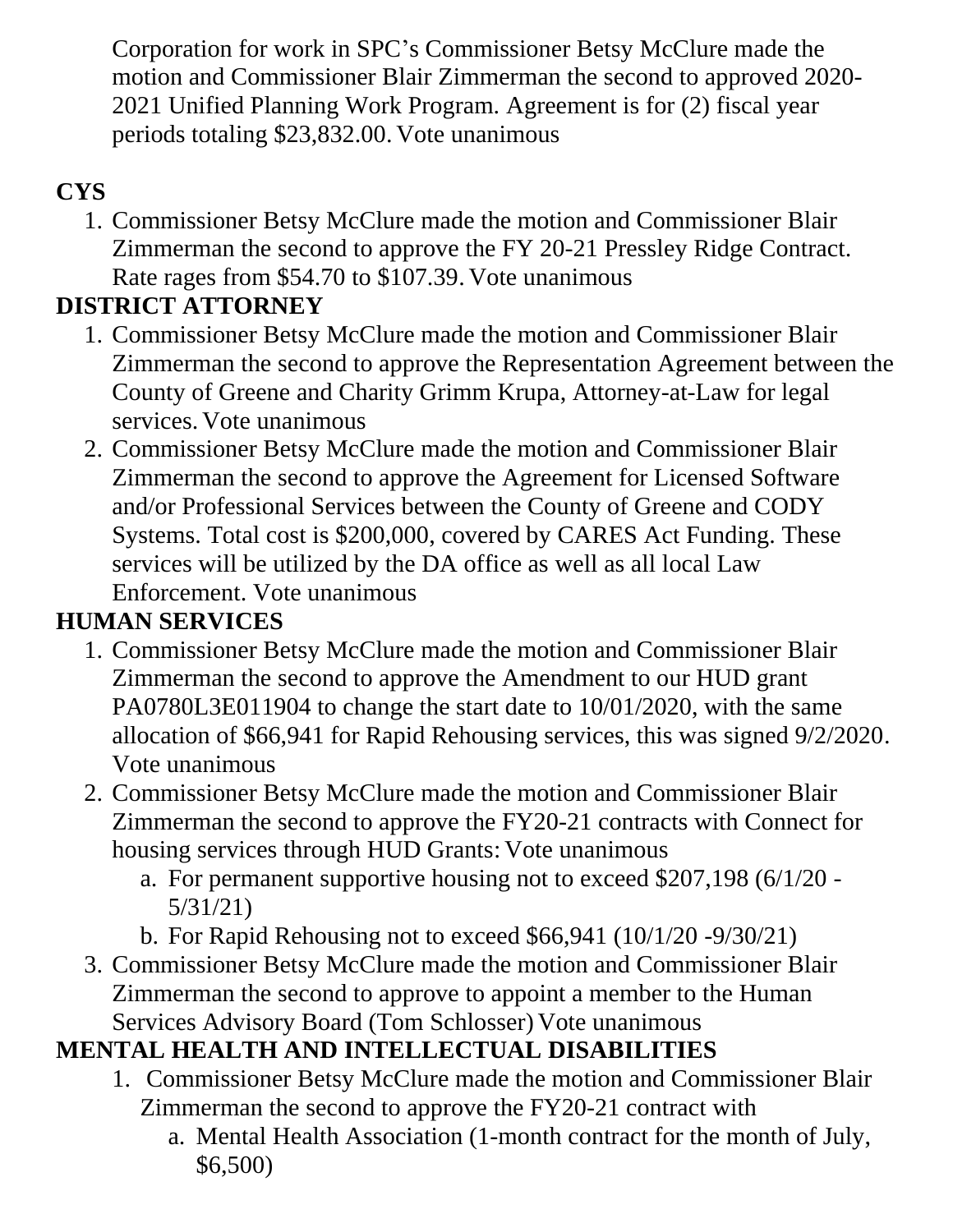Corporation for work in SPC's Commissioner Betsy McClure made the motion and Commissioner Blair Zimmerman the second to approved 2020-2021 Unified Planning Work Program. Agreement is for (2) fiscal year periods totaling $23,832.00. Vote unanimous

**CYS**

1. Commissioner Betsy McClure made the motion and Commissioner Blair Zimmerman the second to approve the FY 20-21 Pressley Ridge Contract. Rate rages from $54.70 to $107.39. Vote unanimous

**DISTRICT ATTORNEY**

1. Commissioner Betsy McClure made the motion and Commissioner Blair Zimmerman the second to approve the Representation Agreement between the County of Greene and Charity Grimm Krupa, Attorney-at-Law for legal services. Vote unanimous
2. Commissioner Betsy McClure made the motion and Commissioner Blair Zimmerman the second to approve the Agreement for Licensed Software and/or Professional Services between the County of Greene and CODY Systems. Total cost is $200,000, covered by CARES Act Funding. These services will be utilized by the DA office as well as all local Law Enforcement. Vote unanimous

**HUMAN SERVICES**

1. Commissioner Betsy McClure made the motion and Commissioner Blair Zimmerman the second to approve the Amendment to our HUD grant PA0780L3E011904 to change the start date to 10/01/2020, with the same allocation of $66,941 for Rapid Rehousing services, this was signed 9/2/2020. Vote unanimous
2. Commissioner Betsy McClure made the motion and Commissioner Blair Zimmerman the second to approve the FY20-21 contracts with Connect for housing services through HUD Grants: Vote unanimous
   a. For permanent supportive housing not to exceed $207,198 (6/1/20 - 5/31/21)
   b. For Rapid Rehousing not to exceed $66,941 (10/1/20 -9/30/21)
3. Commissioner Betsy McClure made the motion and Commissioner Blair Zimmerman the second to approve to appoint a member to the Human Services Advisory Board (Tom Schlosser) Vote unanimous

**MENTAL HEALTH AND INTELLECTUAL DISABILITIES**

1. Commissioner Betsy McClure made the motion and Commissioner Blair Zimmerman the second to approve the FY20-21 contract with
   a. Mental Health Association (1-month contract for the month of July, $6,500)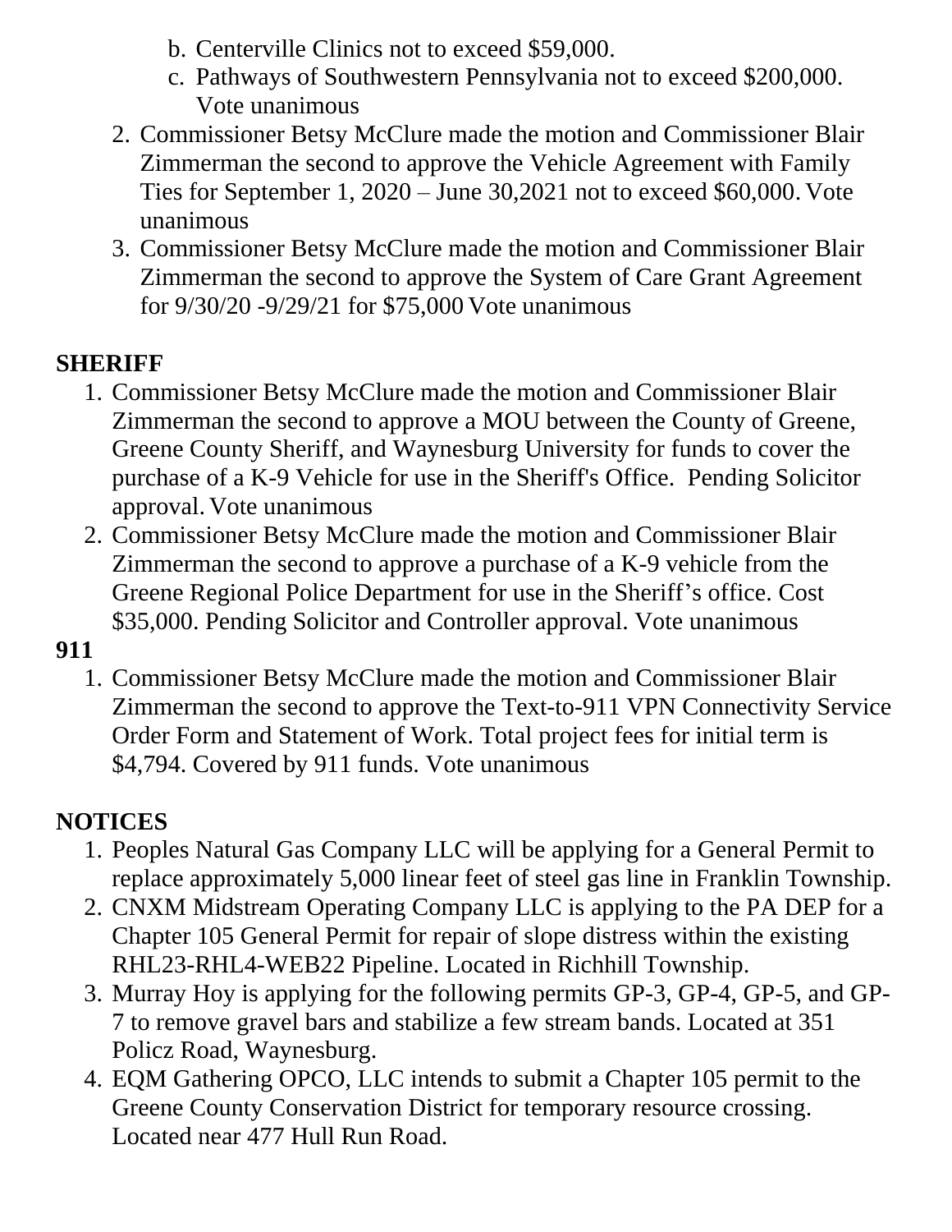b. Centerville Clinics not to exceed $59,000.
   c. Pathways of Southwestern Pennsylvania not to exceed $200,000. Vote unanimous

2. Commissioner Betsy McClure made the motion and Commissioner Blair Zimmerman the second to approve the Vehicle Agreement with Family Ties for September 1, 2020 – June 30,2021 not to exceed $60,000. Vote unanimous
3. Commissioner Betsy McClure made the motion and Commissioner Blair Zimmerman the second to approve the System of Care Grant Agreement for 9/30/20 -9/29/21 for $75,000 Vote unanimous

**SHERIFF**

1. Commissioner Betsy McClure made the motion and Commissioner Blair Zimmerman the second to approve a MOU between the County of Greene, Greene County Sheriff, and Waynesburg University for funds to cover the purchase of a K-9 Vehicle for use in the Sheriff's Office. Pending Solicitor approval. Vote unanimous
2. Commissioner Betsy McClure made the motion and Commissioner Blair Zimmerman the second to approve a purchase of a K-9 vehicle from the Greene Regional Police Department for use in the Sheriff's office. Cost $35,000. Pending Solicitor and Controller approval. Vote unanimous

**911**

1. Commissioner Betsy McClure made the motion and Commissioner Blair Zimmerman the second to approve the Text-to-911 VPN Connectivity Service Order Form and Statement of Work. Total project fees for initial term is $4,794. Covered by 911 funds. Vote unanimous

**NOTICES**

1. Peoples Natural Gas Company LLC will be applying for a General Permit to replace approximately 5,000 linear feet of steel gas line in Franklin Township.
2. CNXM Midstream Operating Company LLC is applying to the PA DEP for a Chapter 105 General Permit for repair of slope distress within the existing RHL23-RHL4-WEB22 Pipeline. Located in Richhill Township.
3. Murray Hoy is applying for the following permits GP-3, GP-4, GP-5, and GP-7 to remove gravel bars and stabilize a few stream bands. Located at 351 Policz Road, Waynesburg.
4. EQM Gathering OPCO, LLC intends to submit a Chapter 105 permit to the Greene County Conservation District for temporary resource crossing. Located near 477 Hull Run Road.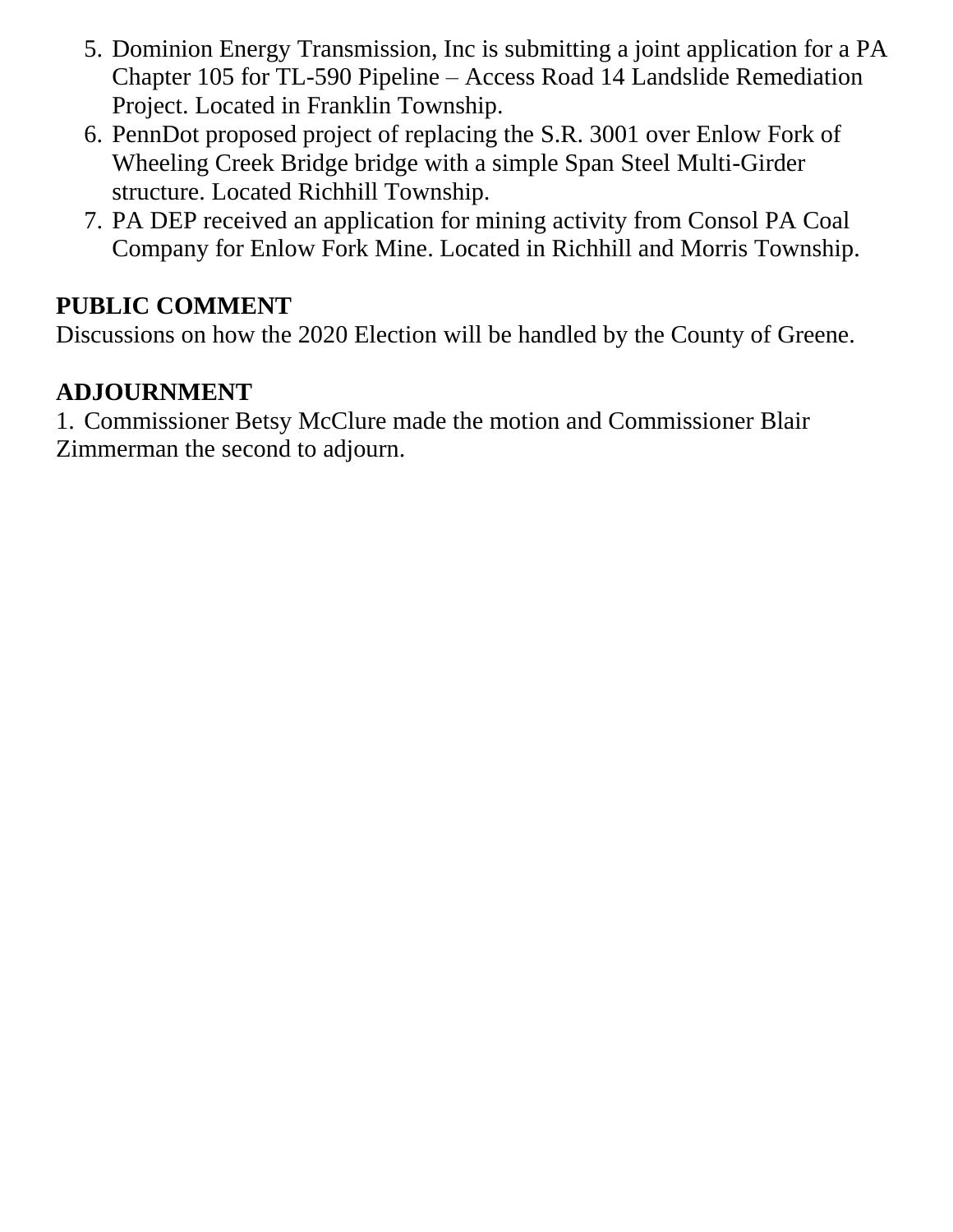5. Dominion Energy Transmission, Inc is submitting a joint application for a PA Chapter 105 for TL-590 Pipeline – Access Road 14 Landslide Remediation Project. Located in Franklin Township.
6. PennDot proposed project of replacing the S.R. 3001 over Enlow Fork of Wheeling Creek Bridge bridge with a simple Span Steel Multi-Girder structure. Located Richhill Township.
7. PA DEP received an application for mining activity from Consol PA Coal Company for Enlow Fork Mine. Located in Richhill and Morris Township.

**PUBLIC COMMENT**

Discussions on how the 2020 Election will be handled by the County of Greene.

**ADJOURNMENT**

1. Commissioner Betsy McClure made the motion and Commissioner Blair Zimmerman the second to adjourn.